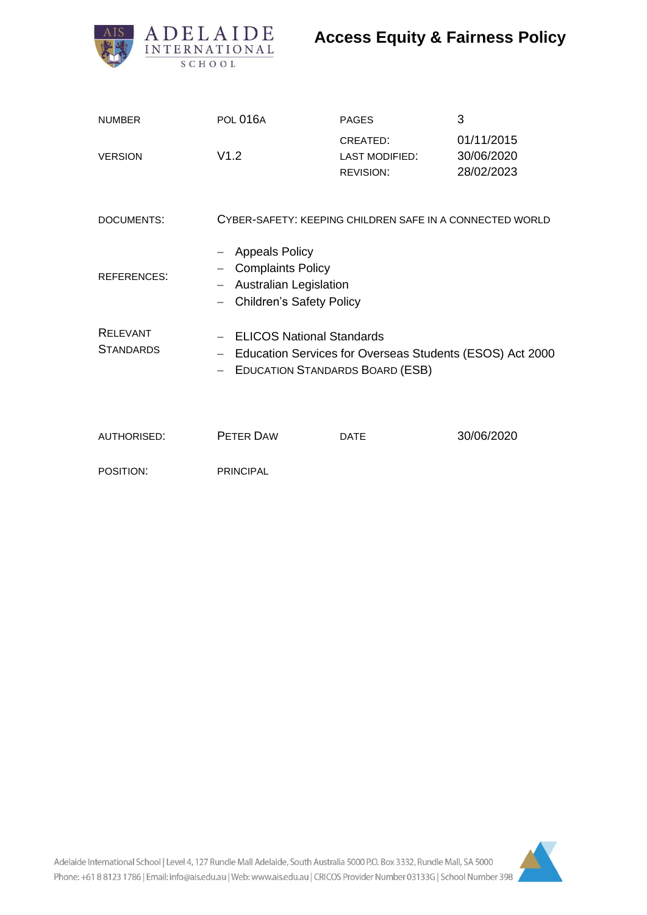# Access Equity & Fairness Policy

| NUMBER | POL 016A | PAGES | 3 |
|---|---|---|---|
| VERSION | V1.2 | CREATED:<br>LAST MODIFIED:<br>REVISION: | 01/11/2015<br>30/06/2020<br>28/02/2023 |

DOCUMENTS: CYBER-SAFETY: KEEPING CHILDREN SAFE IN A CONNECTED WORLD

REFERENCES:

- Appeals Policy
- Complaints Policy
- Australian Legislation
- Children's Safety Policy

RELEVANT STANDARDS:

- ELICOS National Standards
- Education Services for Overseas Students (ESOS) Act 2000
- EDUCATION STANDARDS BOARD (ESB)

| AUTHORISED: | PETER DAW | DATE | 30/06/2020 |
|---|---|---|---|
| POSITION: | PRINCIPAL | | |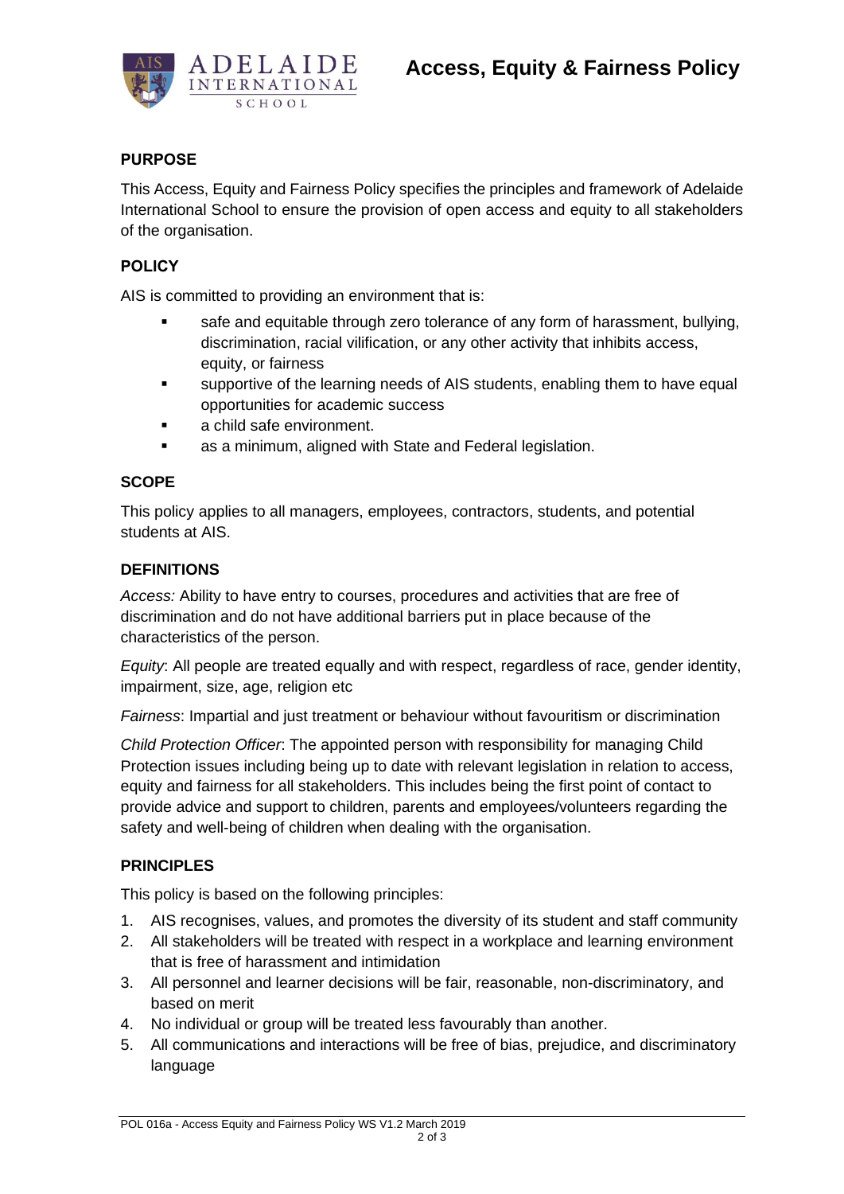# Access, Equity & Fairness Policy

## PURPOSE

This Access, Equity and Fairness Policy specifies the principles and framework of Adelaide International School to ensure the provision of open access and equity to all stakeholders of the organisation.

## POLICY

AIS is committed to providing an environment that is:

- safe and equitable through zero tolerance of any form of harassment, bullying, discrimination, racial vilification, or any other activity that inhibits access, equity, or fairness
- supportive of the learning needs of AIS students, enabling them to have equal opportunities for academic success
- a child safe environment.
- as a minimum, aligned with State and Federal legislation.

## SCOPE

This policy applies to all managers, employees, contractors, students, and potential students at AIS.

## DEFINITIONS

*Access:* Ability to have entry to courses, procedures and activities that are free of discrimination and do not have additional barriers put in place because of the characteristics of the person.

*Equity*: All people are treated equally and with respect, regardless of race, gender identity, impairment, size, age, religion etc

*Fairness*: Impartial and just treatment or behaviour without favouritism or discrimination

*Child Protection Officer*: The appointed person with responsibility for managing Child Protection issues including being up to date with relevant legislation in relation to access, equity and fairness for all stakeholders. This includes being the first point of contact to provide advice and support to children, parents and employees/volunteers regarding the safety and well-being of children when dealing with the organisation.

## PRINCIPLES

This policy is based on the following principles:

1. AIS recognises, values, and promotes the diversity of its student and staff community
2. All stakeholders will be treated with respect in a workplace and learning environment that is free of harassment and intimidation
3. All personnel and learner decisions will be fair, reasonable, non-discriminatory, and based on merit
4. No individual or group will be treated less favourably than another.
5. All communications and interactions will be free of bias, prejudice, and discriminatory language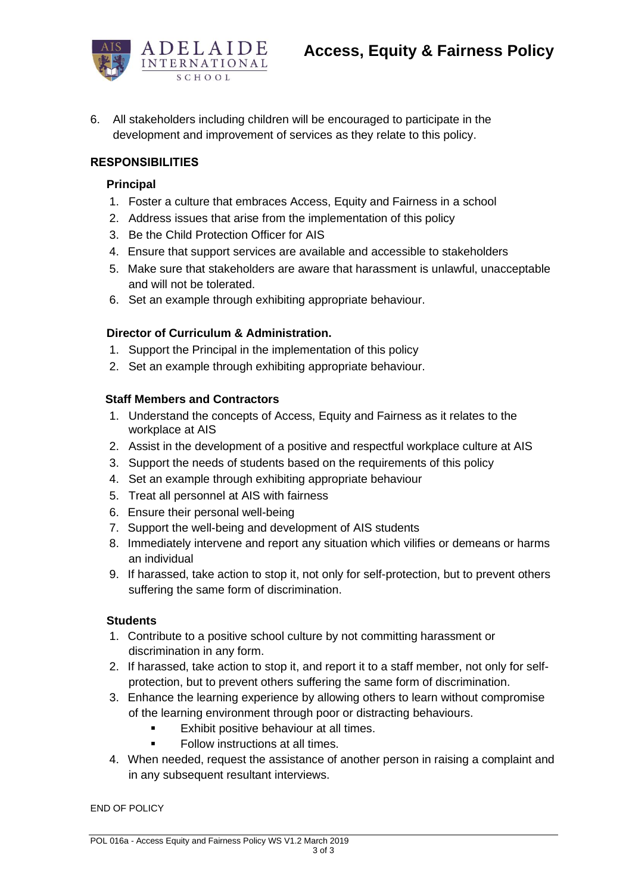6. All stakeholders including children will be encouraged to participate in the development and improvement of services as they relate to this policy.

## RESPONSIBILITIES

### Principal

1. Foster a culture that embraces Access, Equity and Fairness in a school
2. Address issues that arise from the implementation of this policy
3. Be the Child Protection Officer for AIS
4. Ensure that support services are available and accessible to stakeholders
5. Make sure that stakeholders are aware that harassment is unlawful, unacceptable and will not be tolerated.
6. Set an example through exhibiting appropriate behaviour.

### Director of Curriculum & Administration.

1. Support the Principal in the implementation of this policy
2. Set an example through exhibiting appropriate behaviour.

### Staff Members and Contractors

1. Understand the concepts of Access, Equity and Fairness as it relates to the workplace at AIS
2. Assist in the development of a positive and respectful workplace culture at AIS
3. Support the needs of students based on the requirements of this policy
4. Set an example through exhibiting appropriate behaviour
5. Treat all personnel at AIS with fairness
6. Ensure their personal well-being
7. Support the well-being and development of AIS students
8. Immediately intervene and report any situation which vilifies or demeans or harms an individual
9. If harassed, take action to stop it, not only for self-protection, but to prevent others suffering the same form of discrimination.

### Students

1. Contribute to a positive school culture by not committing harassment or discrimination in any form.
2. If harassed, take action to stop it, and report it to a staff member, not only for self-protection, but to prevent others suffering the same form of discrimination.
3. Enhance the learning experience by allowing others to learn without compromise of the learning environment through poor or distracting behaviours.
   - Exhibit positive behaviour at all times.
   - Follow instructions at all times.
4. When needed, request the assistance of another person in raising a complaint and in any subsequent resultant interviews.

END OF POLICY

POL 016a - Access Equity and Fairness Policy WS V1.2 March 2019